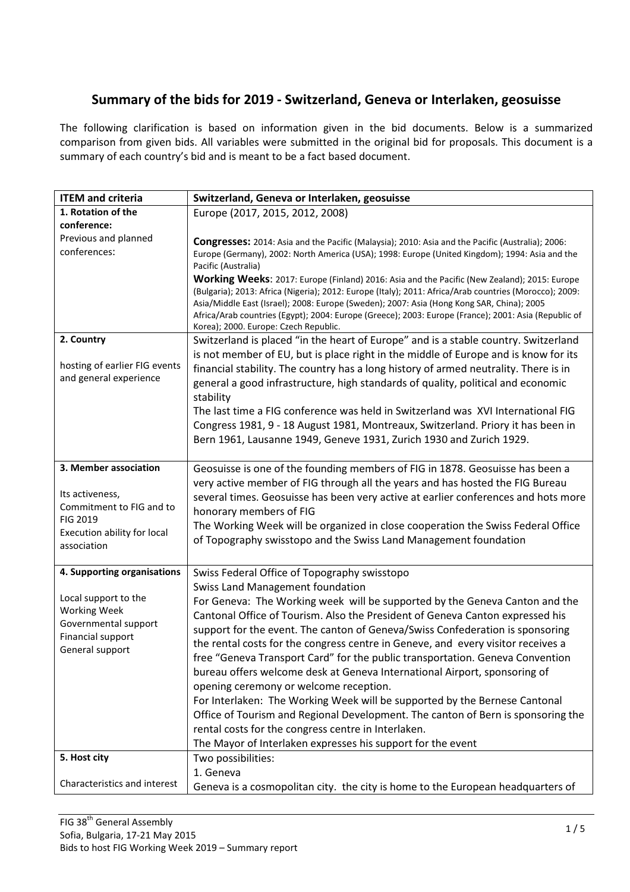## Summary of the bids for 2019 - Switzerland, Geneva or Interlaken, geosuisse

The following clarification is based on information given in the bid documents. Below is a summarized comparison from given bids. All variables were submitted in the original bid for proposals. This document is a summary of each country's bid and is meant to be a fact based document.

| ITEM and criteria | Switzerland, Geneva or Interlaken, geosuisse |
|---|---|
| **1. Rotation of the conference:**<br>Previous and planned conferences: | Europe (2017, 2015, 2012, 2008)<br><br>**Congresses:** 2014: Asia and the Pacific (Malaysia); 2010: Asia and the Pacific (Australia); 2006: Europe (Germany), 2002: North America (USA); 1998: Europe (United Kingdom); 1994: Asia and the Pacific (Australia)<br>**Working Weeks**: 2017: Europe (Finland) 2016: Asia and the Pacific (New Zealand); 2015: Europe (Bulgaria); 2013: Africa (Nigeria); 2012: Europe (Italy); 2011: Africa/Arab countries (Morocco); 2009: Asia/Middle East (Israel); 2008: Europe (Sweden); 2007: Asia (Hong Kong SAR, China); 2005 Africa/Arab countries (Egypt); 2004: Europe (Greece); 2003: Europe (France); 2001: Asia (Republic of Korea); 2000. Europe: Czech Republic. |
| **2. Country**<br><br>hosting of earlier FIG events and general experience | Switzerland is placed "in the heart of Europe" and is a stable country. Switzerland is not member of EU, but is place right in the middle of Europe and is know for its financial stability. The country has a long history of armed neutrality. There is in general a good infrastructure, high standards of quality, political and economic stability<br>The last time a FIG conference was held in Switzerland was XVI International FIG Congress 1981, 9 - 18 August 1981, Montreaux, Switzerland. Priory it has been in Bern 1961, Lausanne 1949, Geneve 1931, Zurich 1930 and Zurich 1929. |
| **3. Member association**<br><br>Its activeness,<br>Commitment to FIG and to FIG 2019<br>Execution ability for local association | Geosuisse is one of the founding members of FIG in 1878. Geosuisse has been a very active member of FIG through all the years and has hosted the FIG Bureau several times. Geosuisse has been very active at earlier conferences and hots more honorary members of FIG<br>The Working Week will be organized in close cooperation the Swiss Federal Office of Topography swisstopo and the Swiss Land Management foundation |
| **4. Supporting organisations**<br><br>Local support to the Working Week<br>Governmental support<br>Financial support<br>General support | Swiss Federal Office of Topography swisstopo<br>Swiss Land Management foundation<br>For Geneva: The Working week will be supported by the Geneva Canton and the Cantonal Office of Tourism. Also the President of Geneva Canton expressed his support for the event. The canton of Geneva/Swiss Confederation is sponsoring the rental costs for the congress centre in Geneve, and every visitor receives a free "Geneva Transport Card" for the public transportation. Geneva Convention bureau offers welcome desk at Geneva International Airport, sponsoring of opening ceremony or welcome reception.<br>For Interlaken: The Working Week will be supported by the Bernese Cantonal Office of Tourism and Regional Development. The canton of Bern is sponsoring the rental costs for the congress centre in Interlaken.<br>The Mayor of Interlaken expresses his support for the event |
| **5. Host city**<br><br>Characteristics and interest | Two possibilities:<br>1. Geneva<br>Geneva is a cosmopolitan city. the city is home to the European headquarters of |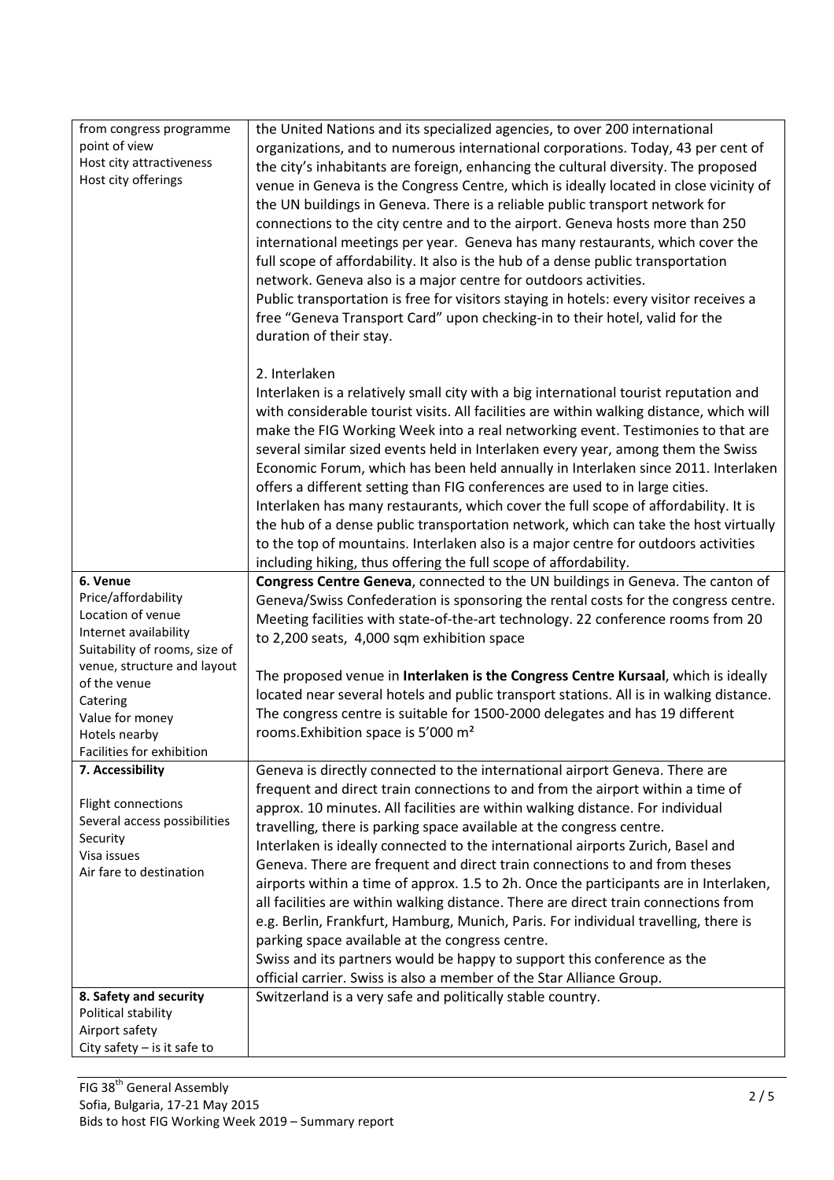| | |
|---|---|
| from congress programme point of view<br>Host city attractiveness<br>Host city offerings | the United Nations and its specialized agencies, to over 200 international organizations, and to numerous international corporations. Today, 43 per cent of the city's inhabitants are foreign, enhancing the cultural diversity. The proposed venue in Geneva is the Congress Centre, which is ideally located in close vicinity of the UN buildings in Geneva. There is a reliable public transport network for connections to the city centre and to the airport. Geneva hosts more than 250 international meetings per year. Geneva has many restaurants, which cover the full scope of affordability. It also is the hub of a dense public transportation network. Geneva also is a major centre for outdoors activities.<br>Public transportation is free for visitors staying in hotels: every visitor receives a free "Geneva Transport Card" upon checking-in to their hotel, valid for the duration of their stay.<br><br>2. Interlaken<br>Interlaken is a relatively small city with a big international tourist reputation and with considerable tourist visits. All facilities are within walking distance, which will make the FIG Working Week into a real networking event. Testimonies to that are several similar sized events held in Interlaken every year, among them the Swiss Economic Forum, which has been held annually in Interlaken since 2011. Interlaken offers a different setting than FIG conferences are used to in large cities. Interlaken has many restaurants, which cover the full scope of affordability. It is the hub of a dense public transportation network, which can take the host virtually to the top of mountains. Interlaken also is a major centre for outdoors activities including hiking, thus offering the full scope of affordability. |
| **6. Venue**<br>Price/affordability<br>Location of venue<br>Internet availability<br>Suitability of rooms, size of venue, structure and layout of the venue<br>Catering<br>Value for money<br>Hotels nearby<br>Facilities for exhibition | **Congress Centre Geneva**, connected to the UN buildings in Geneva. The canton of Geneva/Swiss Confederation is sponsoring the rental costs for the congress centre. Meeting facilities with state-of-the-art technology. 22 conference rooms from 20 to 2,200 seats, 4,000 sqm exhibition space<br><br>The proposed venue in **Interlaken is the Congress Centre Kursaal**, which is ideally located near several hotels and public transport stations. All is in walking distance. The congress centre is suitable for 1500-2000 delegates and has 19 different rooms.Exhibition space is 5'000 m² |
| **7. Accessibility**<br><br>Flight connections<br>Several access possibilities<br>Security<br>Visa issues<br>Air fare to destination | Geneva is directly connected to the international airport Geneva. There are frequent and direct train connections to and from the airport within a time of approx. 10 minutes. All facilities are within walking distance. For individual travelling, there is parking space available at the congress centre.<br>Interlaken is ideally connected to the international airports Zurich, Basel and Geneva. There are frequent and direct train connections to and from theses airports within a time of approx. 1.5 to 2h. Once the participants are in Interlaken, all facilities are within walking distance. There are direct train connections from e.g. Berlin, Frankfurt, Hamburg, Munich, Paris. For individual travelling, there is parking space available at the congress centre.<br>Swiss and its partners would be happy to support this conference as the official carrier. Swiss is also a member of the Star Alliance Group. |
| **8. Safety and security**<br>Political stability<br>Airport safety<br>City safety – is it safe to | Switzerland is a very safe and politically stable country. |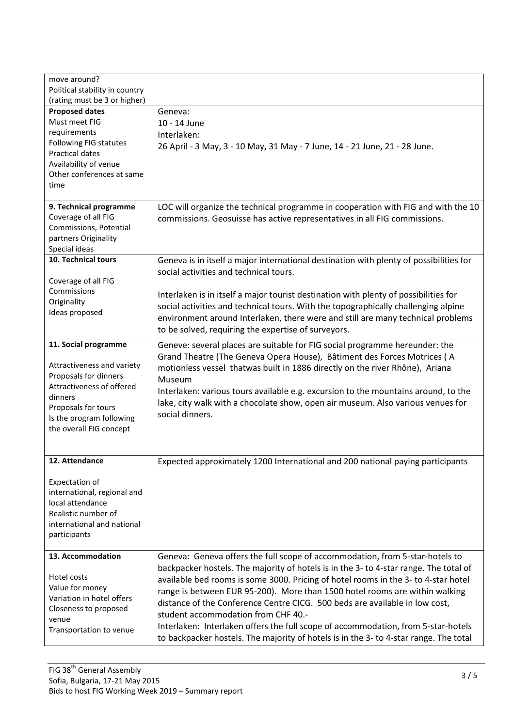| | |
|---|---|
| move around?<br>Political stability in country (rating must be 3 or higher) | |
| **Proposed dates**<br>Must meet FIG requirements<br>Following FIG statutes<br>Practical dates<br>Availability of venue<br>Other conferences at same time | Geneva:<br>10 - 14 June<br>Interlaken:<br>26 April - 3 May, 3 - 10 May, 31 May - 7 June, 14 - 21 June, 21 - 28 June. |
| **9. Technical programme**<br>Coverage of all FIG Commissions, Potential partners Originality<br>Special ideas | LOC will organize the technical programme in cooperation with FIG and with the 10 commissions. Geosuisse has active representatives in all FIG commissions. |
| **10. Technical tours**<br><br>Coverage of all FIG Commissions<br>Originality<br>Ideas proposed | Geneva is in itself a major international destination with plenty of possibilities for social activities and technical tours.<br><br>Interlaken is in itself a major tourist destination with plenty of possibilities for social activities and technical tours. With the topographically challenging alpine environment around Interlaken, there were and still are many technical problems to be solved, requiring the expertise of surveyors. |
| **11. Social programme**<br><br>Attractiveness and variety<br>Proposals for dinners<br>Attractiveness of offered dinners<br>Proposals for tours<br>Is the program following the overall FIG concept | Geneve: several places are suitable for FIG social programme hereunder: the Grand Theatre (The Geneva Opera House), Bâtiment des Forces Motrices ( A motionless vessel thatwas built in 1886 directly on the river Rhône), Ariana Museum<br>Interlaken: various tours available e.g. excursion to the mountains around, to the lake, city walk with a chocolate show, open air museum. Also various venues for social dinners. |
| **12. Attendance**<br><br>Expectation of international, regional and local attendance<br>Realistic number of international and national participants | Expected approximately 1200 International and 200 national paying participants |
| **13. Accommodation**<br><br>Hotel costs<br>Value for money<br>Variation in hotel offers<br>Closeness to proposed venue<br>Transportation to venue | Geneva: Geneva offers the full scope of accommodation, from 5-star-hotels to backpacker hostels. The majority of hotels is in the 3- to 4-star range. The total of available bed rooms is some 3000. Pricing of hotel rooms in the 3- to 4-star hotel range is between EUR 95-200). More than 1500 hotel rooms are within walking distance of the Conference Centre CICG. 500 beds are available in low cost, student accommodation from CHF 40.-<br>Interlaken: Interlaken offers the full scope of accommodation, from 5-star-hotels to backpacker hostels. The majority of hotels is in the 3- to 4-star range. The total |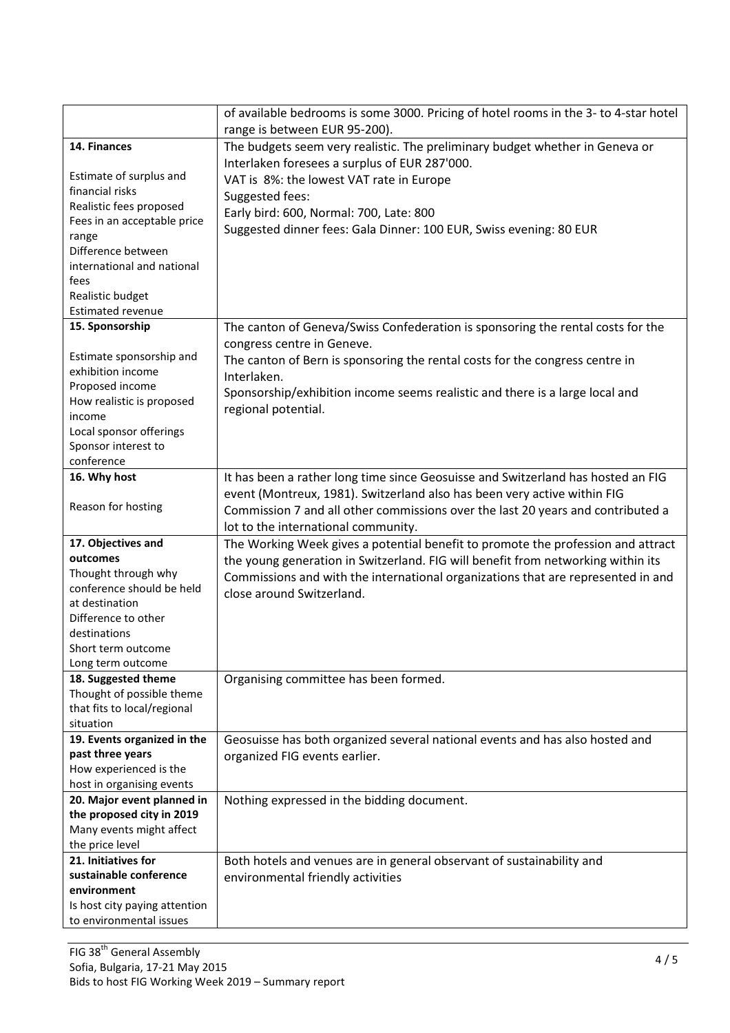| | |
|---|---|
| | of available bedrooms is some 3000. Pricing of hotel rooms in the 3- to 4-star hotel range is between EUR 95-200). |
| **14. Finances**<br><br>Estimate of surplus and financial risks<br>Realistic fees proposed<br>Fees in an acceptable price range<br>Difference between international and national fees<br>Realistic budget<br>Estimated revenue | The budgets seem very realistic. The preliminary budget whether in Geneva or Interlaken foresees a surplus of EUR 287'000.<br>VAT is 8%: the lowest VAT rate in Europe<br>Suggested fees:<br>Early bird: 600, Normal: 700, Late: 800<br>Suggested dinner fees: Gala Dinner: 100 EUR, Swiss evening: 80 EUR |
| **15. Sponsorship**<br><br>Estimate sponsorship and exhibition income<br>Proposed income<br>How realistic is proposed income<br>Local sponsor offerings<br>Sponsor interest to conference | The canton of Geneva/Swiss Confederation is sponsoring the rental costs for the congress centre in Geneve.<br>The canton of Bern is sponsoring the rental costs for the congress centre in Interlaken.<br>Sponsorship/exhibition income seems realistic and there is a large local and regional potential. |
| **16. Why host**<br><br>Reason for hosting | It has been a rather long time since Geosuisse and Switzerland has hosted an FIG event (Montreux, 1981). Switzerland also has been very active within FIG Commission 7 and all other commissions over the last 20 years and contributed a lot to the international community. |
| **17. Objectives and outcomes**<br>Thought through why conference should be held at destination<br>Difference to other destinations<br>Short term outcome<br>Long term outcome | The Working Week gives a potential benefit to promote the profession and attract the young generation in Switzerland. FIG will benefit from networking within its Commissions and with the international organizations that are represented in and close around Switzerland. |
| **18. Suggested theme**<br>Thought of possible theme that fits to local/regional situation | Organising committee has been formed. |
| **19. Events organized in the past three years**<br>How experienced is the host in organising events | Geosuisse has both organized several national events and has also hosted and organized FIG events earlier. |
| **20. Major event planned in the proposed city in 2019**<br>Many events might affect the price level | Nothing expressed in the bidding document. |
| **21. Initiatives for sustainable conference environment**<br>Is host city paying attention to environmental issues | Both hotels and venues are in general observant of sustainability and environmental friendly activities |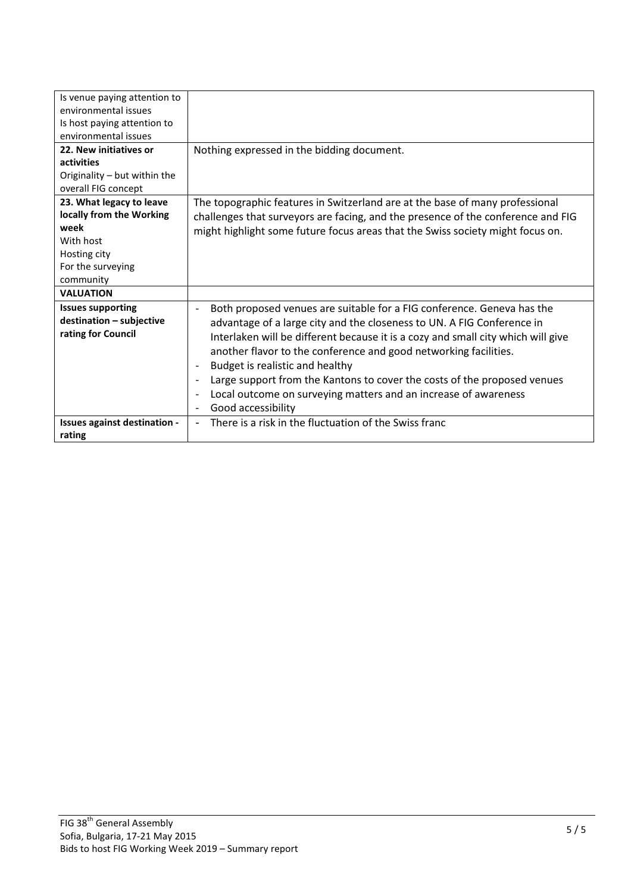| | |
|---|---|
| Is venue paying attention to environmental issues<br>Is host paying attention to environmental issues | |
| **22. New initiatives or activities**<br>Originality – but within the overall FIG concept | Nothing expressed in the bidding document. |
| **23. What legacy to leave locally from the Working week**<br>With host<br>Hosting city<br>For the surveying community | The topographic features in Switzerland are at the base of many professional challenges that surveyors are facing, and the presence of the conference and FIG might highlight some future focus areas that the Swiss society might focus on. |
| **VALUATION** | |
| **Issues supporting destination – subjective rating for Council** | - Both proposed venues are suitable for a FIG conference. Geneva has the advantage of a large city and the closeness to UN. A FIG Conference in Interlaken will be different because it is a cozy and small city which will give another flavor to the conference and good networking facilities.<br>- Budget is realistic and healthy<br>- Large support from the Kantons to cover the costs of the proposed venues<br>- Local outcome on surveying matters and an increase of awareness<br>- Good accessibility |
| **Issues against destination - rating** | - There is a risk in the fluctuation of the Swiss franc |